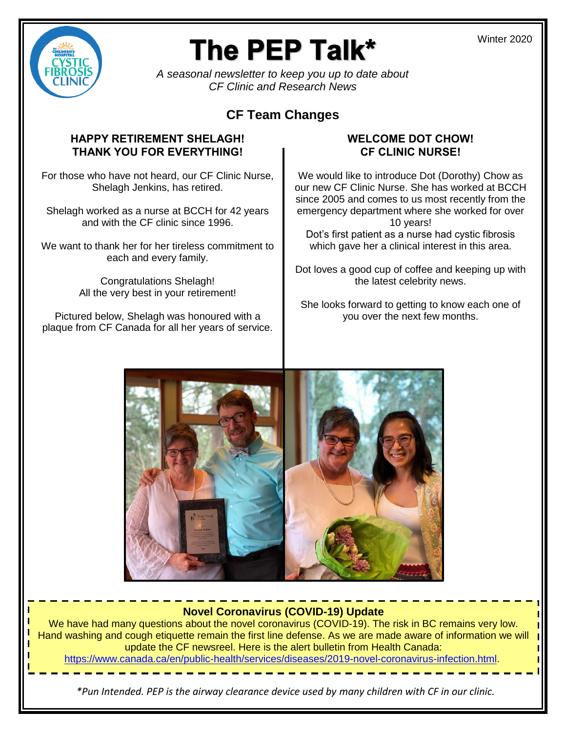Winter 2020

# The PEP Talk*

*A seasonal newsletter to keep you up to date about CF Clinic and Research News*

## CF Team Changes

### HAPPY RETIREMENT SHELAGH! THANK YOU FOR EVERYTHING!

For those who have not heard, our CF Clinic Nurse, Shelagh Jenkins, has retired.

Shelagh worked as a nurse at BCCH for 42 years and with the CF clinic since 1996.

We want to thank her for her tireless commitment to each and every family.

Congratulations Shelagh!
All the very best in your retirement!

Pictured below, Shelagh was honoured with a plaque from CF Canada for all her years of service.

### WELCOME DOT CHOW! CF CLINIC NURSE!

We would like to introduce Dot (Dorothy) Chow as our new CF Clinic Nurse. She has worked at BCCH since 2005 and comes to us most recently from the emergency department where she worked for over 10 years!
Dot's first patient as a nurse had cystic fibrosis which gave her a clinical interest in this area.

Dot loves a good cup of coffee and keeping up with the latest celebrity news.

She looks forward to getting to know each one of you over the next few months.

### Novel Coronavirus (COVID-19) Update

We have had many questions about the novel coronavirus (COVID-19). The risk in BC remains very low. Hand washing and cough etiquette remain the first line defense. As we are made aware of information we will update the CF newsreel. Here is the alert bulletin from Health Canada: https://www.canada.ca/en/public-health/services/diseases/2019-novel-coronavirus-infection.html.

*\*Pun Intended. PEP is the airway clearance device used by many children with CF in our clinic.*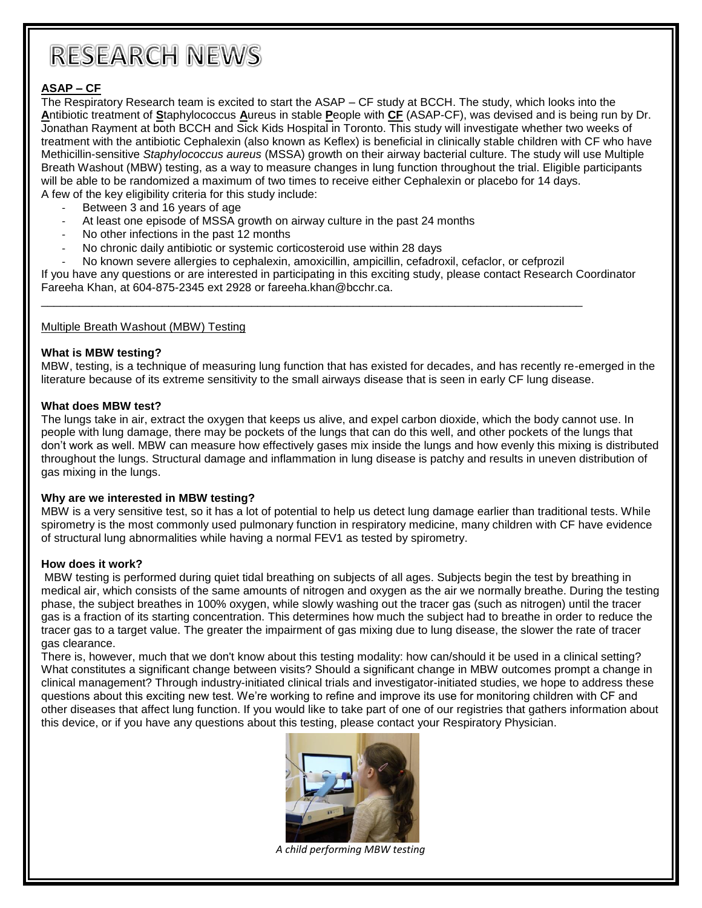# RESEARCH NEWS

**ASAP – CF**

The Respiratory Research team is excited to start the ASAP – CF study at BCCH. The study, which looks into the **A**ntibiotic treatment of **S**taphylococcus **A**ureus in stable **P**eople with **CF** (ASAP-CF), was devised and is being run by Dr. Jonathan Rayment at both BCCH and Sick Kids Hospital in Toronto. This study will investigate whether two weeks of treatment with the antibiotic Cephalexin (also known as Keflex) is beneficial in clinically stable children with CF who have Methicillin-sensitive *Staphylococcus aureus* (MSSA) growth on their airway bacterial culture. The study will use Multiple Breath Washout (MBW) testing, as a way to measure changes in lung function throughout the trial. Eligible participants will be able to be randomized a maximum of two times to receive either Cephalexin or placebo for 14 days.

A few of the key eligibility criteria for this study include:

- Between 3 and 16 years of age
- At least one episode of MSSA growth on airway culture in the past 24 months
- No other infections in the past 12 months
- No chronic daily antibiotic or systemic corticosteroid use within 28 days
- No known severe allergies to cephalexin, amoxicillin, ampicillin, cefadroxil, cefaclor, or cefprozil

If you have any questions or are interested in participating in this exciting study, please contact Research Coordinator Fareeha Khan, at 604-875-2345 ext 2928 or fareeha.khan@bcchr.ca.

---

Multiple Breath Washout (MBW) Testing

**What is MBW testing?**

MBW, testing, is a technique of measuring lung function that has existed for decades, and has recently re-emerged in the literature because of its extreme sensitivity to the small airways disease that is seen in early CF lung disease.

**What does MBW test?**

The lungs take in air, extract the oxygen that keeps us alive, and expel carbon dioxide, which the body cannot use. In people with lung damage, there may be pockets of the lungs that can do this well, and other pockets of the lungs that don't work as well. MBW can measure how effectively gases mix inside the lungs and how evenly this mixing is distributed throughout the lungs. Structural damage and inflammation in lung disease is patchy and results in uneven distribution of gas mixing in the lungs.

**Why are we interested in MBW testing?**

MBW is a very sensitive test, so it has a lot of potential to help us detect lung damage earlier than traditional tests. While spirometry is the most commonly used pulmonary function in respiratory medicine, many children with CF have evidence of structural lung abnormalities while having a normal FEV1 as tested by spirometry.

**How does it work?**

MBW testing is performed during quiet tidal breathing on subjects of all ages. Subjects begin the test by breathing in medical air, which consists of the same amounts of nitrogen and oxygen as the air we normally breathe. During the testing phase, the subject breathes in 100% oxygen, while slowly washing out the tracer gas (such as nitrogen) until the tracer gas is a fraction of its starting concentration. This determines how much the subject had to breathe in order to reduce the tracer gas to a target value. The greater the impairment of gas mixing due to lung disease, the slower the rate of tracer gas clearance.

There is, however, much that we don't know about this testing modality: how can/should it be used in a clinical setting? What constitutes a significant change between visits? Should a significant change in MBW outcomes prompt a change in clinical management? Through industry-initiated clinical trials and investigator-initiated studies, we hope to address these questions about this exciting new test. We're working to refine and improve its use for monitoring children with CF and other diseases that affect lung function. If you would like to take part of one of our registries that gathers information about this device, or if you have any questions about this testing, please contact your Respiratory Physician.

*A child performing MBW testing*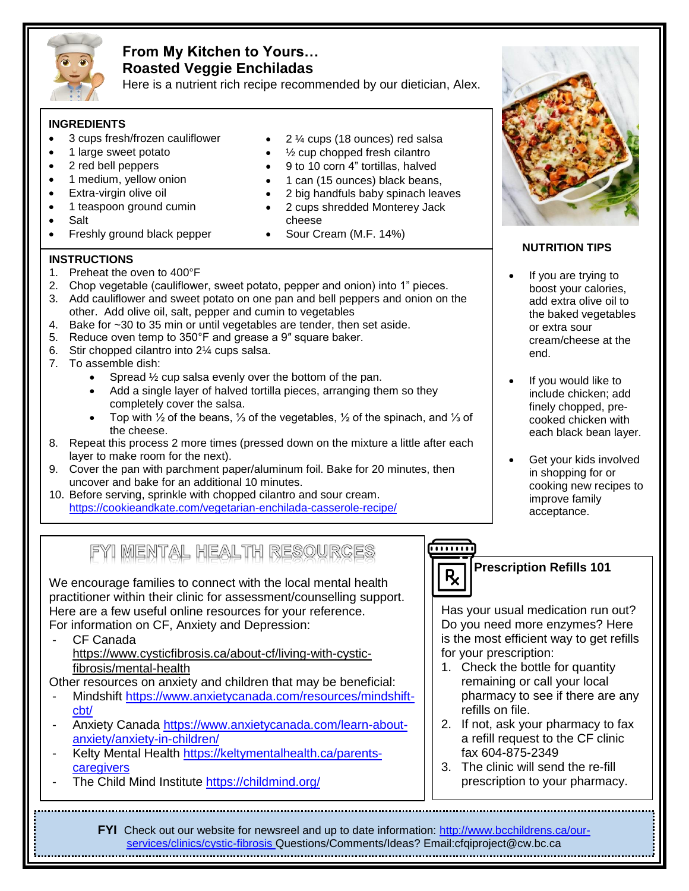# From My Kitchen to Yours…
## Roasted Veggie Enchiladas

Here is a nutrient rich recipe recommended by our dietician, Alex.

### INGREDIENTS

- 3 cups fresh/frozen cauliflower
- 1 large sweet potato
- 2 red bell peppers
- 1 medium, yellow onion
- Extra-virgin olive oil
- 1 teaspoon ground cumin
- Salt
- Freshly ground black pepper
- 2 ¼ cups (18 ounces) red salsa
- ½ cup chopped fresh cilantro
- 9 to 10 corn 4" tortillas, halved
- 1 can (15 ounces) black beans,
- 2 big handfuls baby spinach leaves
- 2 cups shredded Monterey Jack cheese
- Sour Cream (M.F. 14%)

### INSTRUCTIONS

1. Preheat the oven to 400°F
2. Chop vegetable (cauliflower, sweet potato, pepper and onion) into 1" pieces.
3. Add cauliflower and sweet potato on one pan and bell peppers and onion on the other. Add olive oil, salt, pepper and cumin to vegetables
4. Bake for ~30 to 35 min or until vegetables are tender, then set aside.
5. Reduce oven temp to 350°F and grease a 9″ square baker.
6. Stir chopped cilantro into 2¼ cups salsa.
7. To assemble dish:
   - Spread ½ cup salsa evenly over the bottom of the pan.
   - Add a single layer of halved tortilla pieces, arranging them so they completely cover the salsa.
   - Top with ½ of the beans, ⅓ of the vegetables, ½ of the spinach, and ⅓ of the cheese.
8. Repeat this process 2 more times (pressed down on the mixture a little after each layer to make room for the next).
9. Cover the pan with parchment paper/aluminum foil. Bake for 20 minutes, then uncover and bake for an additional 10 minutes.
10. Before serving, sprinkle with chopped cilantro and sour cream.
    https://cookieandkate.com/vegetarian-enchilada-casserole-recipe/

### NUTRITION TIPS

- If you are trying to boost your calories, add extra olive oil to the baked vegetables or extra sour cream/cheese at the end.
- If you would like to include chicken; add finely chopped, pre-cooked chicken with each black bean layer.
- Get your kids involved in shopping for or cooking new recipes to improve family acceptance.

## FYI MENTAL HEALTH RESOURCES

We encourage families to connect with the local mental health practitioner within their clinic for assessment/counselling support. Here are a few useful online resources for your reference.

For information on CF, Anxiety and Depression:

- CF Canada https://www.cysticfibrosis.ca/about-cf/living-with-cystic-fibrosis/mental-health

Other resources on anxiety and children that may be beneficial:

- Mindshift https://www.anxietycanada.com/resources/mindshift-cbt/
- Anxiety Canada https://www.anxietycanada.com/learn-about-anxiety/anxiety-in-children/
- Kelty Mental Health https://keltymentalhealth.ca/parents-caregivers
- The Child Mind Institute https://childmind.org/

## Prescription Refills 101

Has your usual medication run out? Do you need more enzymes? Here is the most efficient way to get refills for your prescription:

1. Check the bottle for quantity remaining or call your local pharmacy to see if there are any refills on file.
2. If not, ask your pharmacy to fax a refill request to the CF clinic fax 604-875-2349
3. The clinic will send the re-fill prescription to your pharmacy.

**FYI** Check out our website for newsreel and up to date information: http://www.bcchildrens.ca/our-services/clinics/cystic-fibrosis Questions/Comments/Ideas? Email:cfqiproject@cw.bc.ca